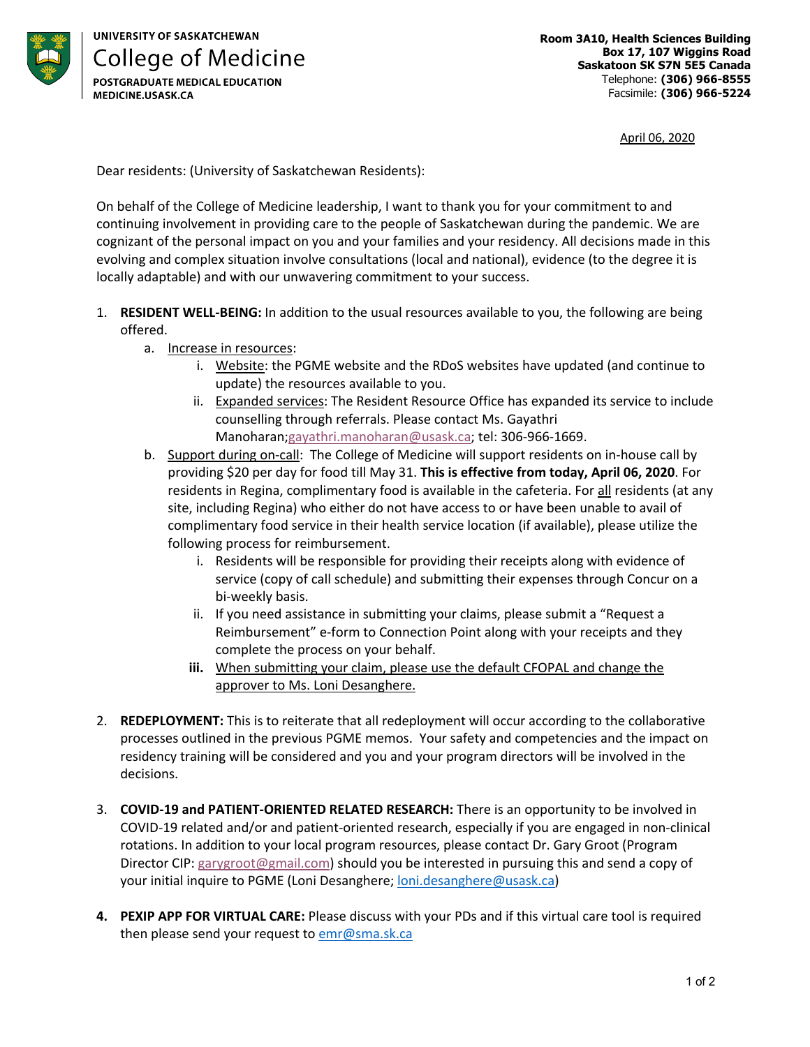**UNIVERSITY OF SASKATCHEWAN**
**College of Medicine**
**POSTGRADUATE MEDICAL EDUCATION**
**MEDICINE.USASK.CA**

**Room 3A10, Health Sciences Building**
**Box 17, 107 Wiggins Road**
**Saskatoon SK S7N 5E5 Canada**
Telephone: **(306) 966-8555**
Facsimile: **(306) 966-5224**

April 06, 2020

Dear residents: (University of Saskatchewan Residents):

On behalf of the College of Medicine leadership, I want to thank you for your commitment to and continuing involvement in providing care to the people of Saskatchewan during the pandemic. We are cognizant of the personal impact on you and your families and your residency. All decisions made in this evolving and complex situation involve consultations (local and national), evidence (to the degree it is locally adaptable) and with our unwavering commitment to your success.

1. **RESIDENT WELL-BEING:** In addition to the usual resources available to you, the following are being offered.
   a. Increase in resources:
      i. Website: the PGME website and the RDoS websites have updated (and continue to update) the resources available to you.
      ii. Expanded services: The Resident Resource Office has expanded its service to include counselling through referrals. Please contact Ms. Gayathri Manoharan;gayathri.manoharan@usask.ca; tel: 306-966-1669.
   b. Support during on-call: The College of Medicine will support residents on in-house call by providing $20 per day for food till May 31. **This is effective from today, April 06, 2020**. For residents in Regina, complimentary food is available in the cafeteria. For all residents (at any site, including Regina) who either do not have access to or have been unable to avail of complimentary food service in their health service location (if available), please utilize the following process for reimbursement.
      i. Residents will be responsible for providing their receipts along with evidence of service (copy of call schedule) and submitting their expenses through Concur on a bi-weekly basis.
      ii. If you need assistance in submitting your claims, please submit a "Request a Reimbursement" e-form to Connection Point along with your receipts and they complete the process on your behalf.
      **iii.** When submitting your claim, please use the default CFOPAL and change the approver to Ms. Loni Desanghere.

2. **REDEPLOYMENT:** This is to reiterate that all redeployment will occur according to the collaborative processes outlined in the previous PGME memos. Your safety and competencies and the impact on residency training will be considered and you and your program directors will be involved in the decisions.

3. **COVID-19 and PATIENT-ORIENTED RELATED RESEARCH:** There is an opportunity to be involved in COVID-19 related and/or and patient-oriented research, especially if you are engaged in non-clinical rotations. In addition to your local program resources, please contact Dr. Gary Groot (Program Director CIP: garygroot@gmail.com) should you be interested in pursuing this and send a copy of your initial inquire to PGME (Loni Desanghere; loni.desanghere@usask.ca)

4. **PEXIP APP FOR VIRTUAL CARE:** Please discuss with your PDs and if this virtual care tool is required then please send your request to emr@sma.sk.ca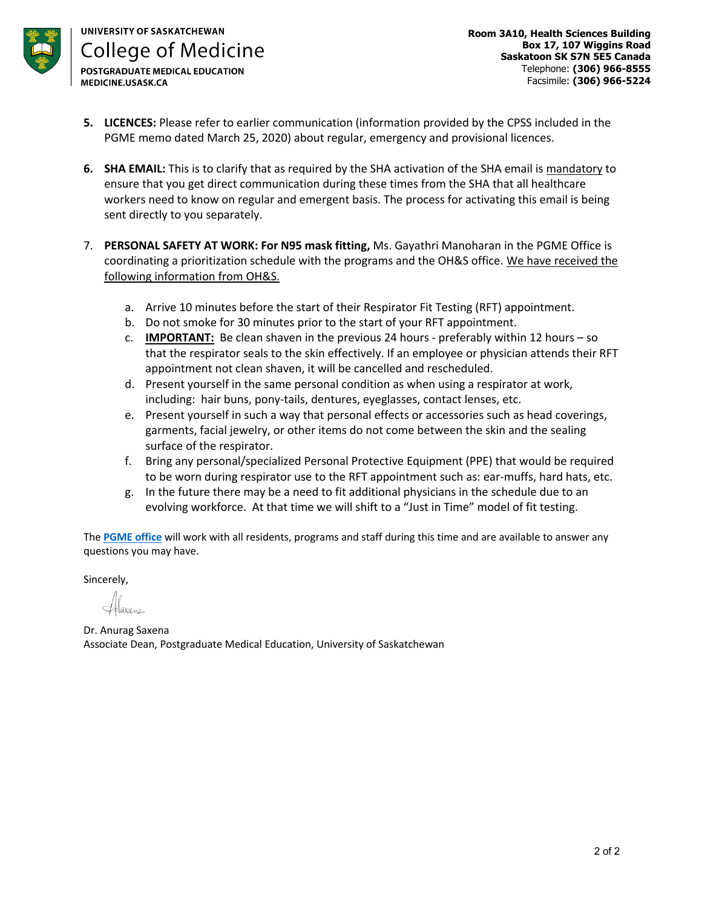UNIVERSITY OF SASKATCHEWAN
College of Medicine
POSTGRADUATE MEDICAL EDUCATION
MEDICINE.USASK.CA

**Room 3A10, Health Sciences Building**
**Box 17, 107 Wiggins Road**
**Saskatoon SK S7N 5E5 Canada**
Telephone: **(306) 966-8555**
Facsimile: **(306) 966-5224**

5. **LICENCES:** Please refer to earlier communication (information provided by the CPSS included in the PGME memo dated March 25, 2020) about regular, emergency and provisional licences.

6. **SHA EMAIL:** This is to clarify that as required by the SHA activation of the SHA email is <u>mandatory</u> to ensure that you get direct communication during these times from the SHA that all healthcare workers need to know on regular and emergent basis. The process for activating this email is being sent directly to you separately.

7. **PERSONAL SAFETY AT WORK: For N95 mask fitting,** Ms. Gayathri Manoharan in the PGME Office is coordinating a prioritization schedule with the programs and the OH&S office. <u>We have received the following information from OH&S.</u>

   a. Arrive 10 minutes before the start of their Respirator Fit Testing (RFT) appointment.
   b. Do not smoke for 30 minutes prior to the start of your RFT appointment.
   c. **<u>IMPORTANT:</u>** Be clean shaven in the previous 24 hours - preferably within 12 hours – so that the respirator seals to the skin effectively. If an employee or physician attends their RFT appointment not clean shaven, it will be cancelled and rescheduled.
   d. Present yourself in the same personal condition as when using a respirator at work, including: hair buns, pony-tails, dentures, eyeglasses, contact lenses, etc.
   e. Present yourself in such a way that personal effects or accessories such as head coverings, garments, facial jewelry, or other items do not come between the skin and the sealing surface of the respirator.
   f. Bring any personal/specialized Personal Protective Equipment (PPE) that would be required to be worn during respirator use to the RFT appointment such as: ear-muffs, hard hats, etc.
   g. In the future there may be a need to fit additional physicians in the schedule due to an evolving workforce. At that time we will shift to a "Just in Time" model of fit testing.

The **PGME office** will work with all residents, programs and staff during this time and are available to answer any questions you may have.

Sincerely,

Dr. Anurag Saxena
Associate Dean, Postgraduate Medical Education, University of Saskatchewan